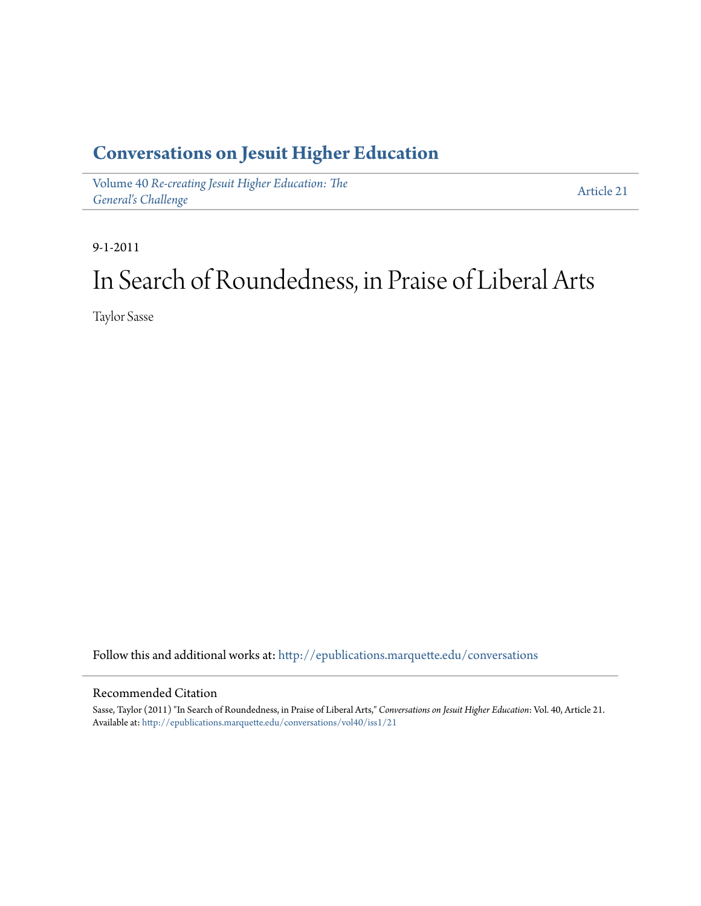# Conversations on Jesuit Higher Education

Volume 40 *Re-creating Jesuit Higher Education: The General's Challenge* — Article 21

9-1-2011

# In Search of Roundedness, in Praise of Liberal Arts

Taylor Sasse

Follow this and additional works at: http://epublications.marquette.edu/conversations

## Recommended Citation

Sasse, Taylor (2011) "In Search of Roundedness, in Praise of Liberal Arts," *Conversations on Jesuit Higher Education*: Vol. 40, Article 21.
Available at: http://epublications.marquette.edu/conversations/vol40/iss1/21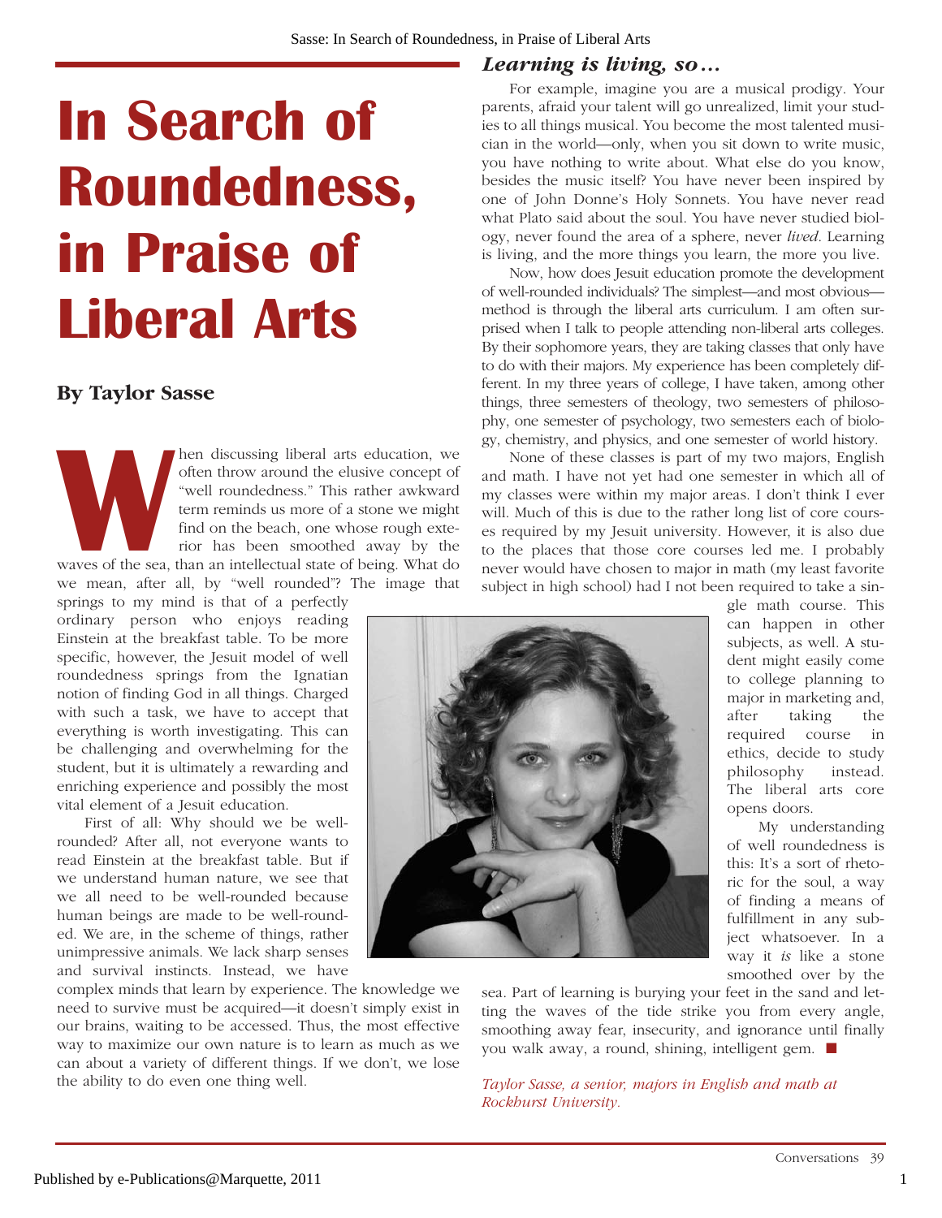# In Search of Roundedness, in Praise of Liberal Arts

### By Taylor Sasse

When discussing liberal arts education, we often throw around the elusive concept of "well roundedness." This rather awkward term reminds us more of a stone we might find on the beach, one whose rough exterior has been smoothed away by the waves of the sea, than an intellectual state of being. What do we mean, after all, by "well rounded"? The image that springs to my mind is that of a perfectly ordinary person who enjoys reading Einstein at the breakfast table. To be more specific, however, the Jesuit model of well roundedness springs from the Ignatian notion of finding God in all things. Charged with such a task, we have to accept that everything is worth investigating. This can be challenging and overwhelming for the student, but it is ultimately a rewarding and enriching experience and possibly the most vital element of a Jesuit education.

First of all: Why should we be well-rounded? After all, not everyone wants to read Einstein at the breakfast table. But if we understand human nature, we see that we all need to be well-rounded because human beings are made to be well-rounded. We are, in the scheme of things, rather unimpressive animals. We lack sharp senses and survival instincts. Instead, we have complex minds that learn by experience. The knowledge we need to survive must be acquired—it doesn't simply exist in our brains, waiting to be accessed. Thus, the most effective way to maximize our own nature is to learn as much as we can about a variety of different things. If we don't, we lose the ability to do even one thing well.

## *Learning is living, so…*

For example, imagine you are a musical prodigy. Your parents, afraid your talent will go unrealized, limit your studies to all things musical. You become the most talented musician in the world—only, when you sit down to write music, you have nothing to write about. What else do you know, besides the music itself? You have never been inspired by one of John Donne's Holy Sonnets. You have never read what Plato said about the soul. You have never studied biology, never found the area of a sphere, never *lived*. Learning is living, and the more things you learn, the more you live.

Now, how does Jesuit education promote the development of well-rounded individuals? The simplest—and most obvious—method is through the liberal arts curriculum. I am often surprised when I talk to people attending non-liberal arts colleges. By their sophomore years, they are taking classes that only have to do with their majors. My experience has been completely different. In my three years of college, I have taken, among other things, three semesters of theology, two semesters of philosophy, one semester of psychology, two semesters each of biology, chemistry, and physics, and one semester of world history.

None of these classes is part of my two majors, English and math. I have not yet had one semester in which all of my classes were within my major areas. I don't think I ever will. Much of this is due to the rather long list of core courses required by my Jesuit university. However, it is also due to the places that those core courses led me. I probably never would have chosen to major in math (my least favorite subject in high school) had I not been required to take a single math course. This can happen in other subjects, as well. A student might easily come to college planning to major in marketing and, after taking the required course in ethics, decide to study philosophy instead. The liberal arts core opens doors.

My understanding of well roundedness is this: It's a sort of rhetoric for the soul, a way of finding a means of fulfillment in any subject whatsoever. In a way it *is* like a stone smoothed over by the sea. Part of learning is burying your feet in the sand and letting the waves of the tide strike you from every angle, smoothing away fear, insecurity, and ignorance until finally you walk away, a round, shining, intelligent gem. ■

*Taylor Sasse, a senior, majors in English and math at Rockhurst University.*